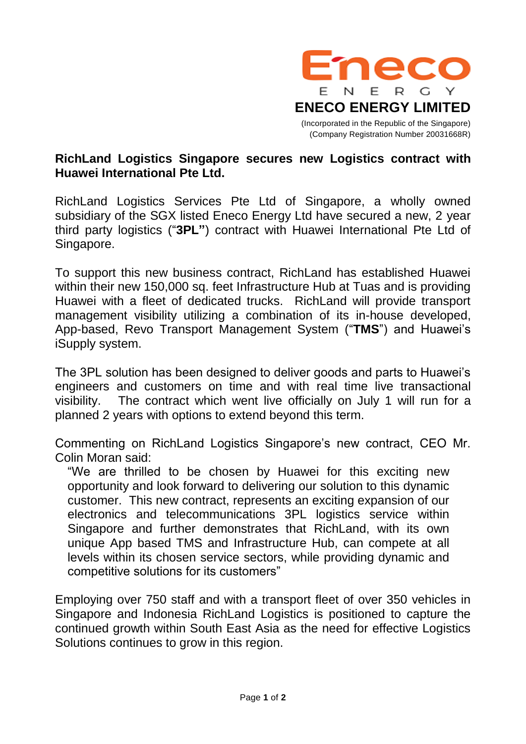Eneco

ENERGY

**ENECO ENERGY LIMITED**

(Incorporated in the Republic of the Singapore)
(Company Registration Number 20031668R)

**RichLand Logistics Singapore secures new Logistics contract with Huawei International Pte Ltd.**

RichLand Logistics Services Pte Ltd of Singapore, a wholly owned subsidiary of the SGX listed Eneco Energy Ltd have secured a new, 2 year third party logistics ("**3PL"**) contract with Huawei International Pte Ltd of Singapore.

To support this new business contract, RichLand has established Huawei within their new 150,000 sq. feet Infrastructure Hub at Tuas and is providing Huawei with a fleet of dedicated trucks. RichLand will provide transport management visibility utilizing a combination of its in-house developed, App-based, Revo Transport Management System ("**TMS**") and Huawei's iSupply system.

The 3PL solution has been designed to deliver goods and parts to Huawei's engineers and customers on time and with real time live transactional visibility. The contract which went live officially on July 1 will run for a planned 2 years with options to extend beyond this term.

Commenting on RichLand Logistics Singapore's new contract, CEO Mr. Colin Moran said:

> "We are thrilled to be chosen by Huawei for this exciting new opportunity and look forward to delivering our solution to this dynamic customer. This new contract, represents an exciting expansion of our electronics and telecommunications 3PL logistics service within Singapore and further demonstrates that RichLand, with its own unique App based TMS and Infrastructure Hub, can compete at all levels within its chosen service sectors, while providing dynamic and competitive solutions for its customers"

Employing over 750 staff and with a transport fleet of over 350 vehicles in Singapore and Indonesia RichLand Logistics is positioned to capture the continued growth within South East Asia as the need for effective Logistics Solutions continues to grow in this region.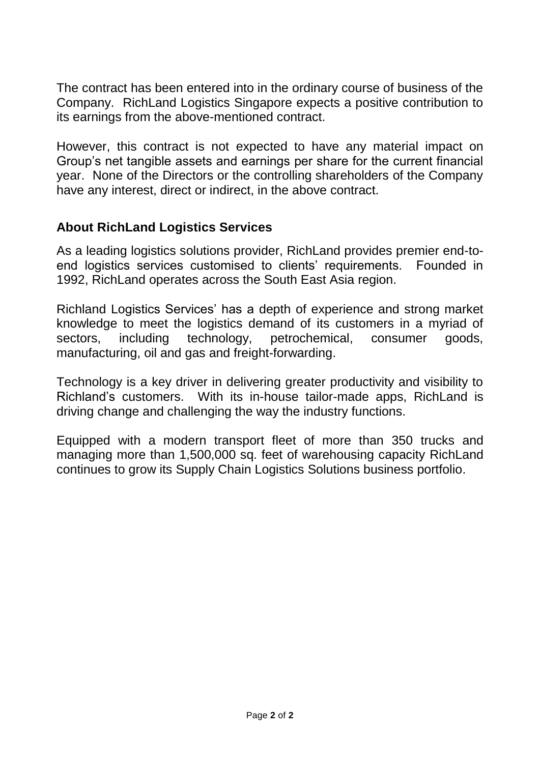The contract has been entered into in the ordinary course of business of the Company. RichLand Logistics Singapore expects a positive contribution to its earnings from the above-mentioned contract.

However, this contract is not expected to have any material impact on Group's net tangible assets and earnings per share for the current financial year. None of the Directors or the controlling shareholders of the Company have any interest, direct or indirect, in the above contract.

## About RichLand Logistics Services

As a leading logistics solutions provider, RichLand provides premier end-to-end logistics services customised to clients' requirements. Founded in 1992, RichLand operates across the South East Asia region.

Richland Logistics Services' has a depth of experience and strong market knowledge to meet the logistics demand of its customers in a myriad of sectors, including technology, petrochemical, consumer goods, manufacturing, oil and gas and freight-forwarding.

Technology is a key driver in delivering greater productivity and visibility to Richland's customers. With its in-house tailor-made apps, RichLand is driving change and challenging the way the industry functions.

Equipped with a modern transport fleet of more than 350 trucks and managing more than 1,500,000 sq. feet of warehousing capacity RichLand continues to grow its Supply Chain Logistics Solutions business portfolio.